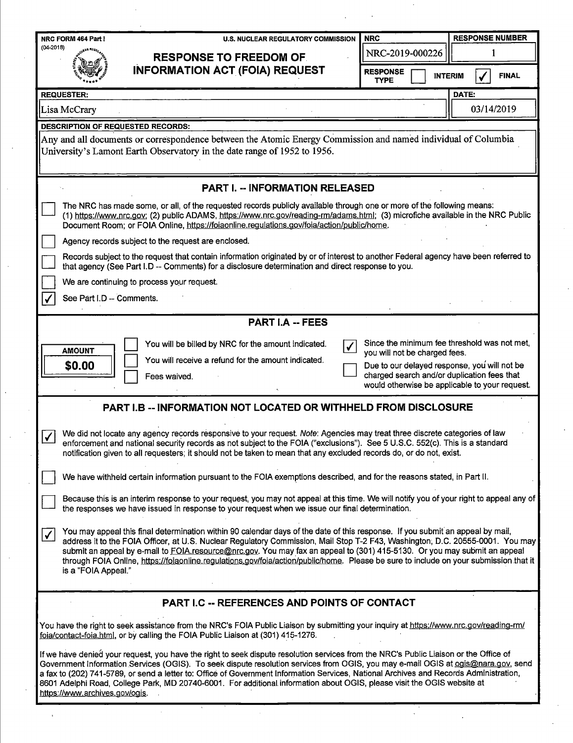NRC FORM 464 Part I
(04-2018)

U.S. NUCLEAR REGULATORY COMMISSION

# RESPONSE TO FREEDOM OF INFORMATION ACT (FOIA) REQUEST

| NRC | RESPONSE NUMBER |
|---|---|
| NRC-2019-000226 | 1 |

RESPONSE TYPE: ☐ INTERIM ☑ FINAL

| REQUESTER: | DATE: |
|---|---|
| Lisa McCrary | 03/14/2019 |

**DESCRIPTION OF REQUESTED RECORDS:**

Any and all documents or correspondence between the Atomic Energy Commission and named individual of Columbia University's Lamont Earth Observatory in the date range of 1952 to 1956.

## PART I. -- INFORMATION RELEASED

☐ The NRC has made some, or all, of the requested records publicly available through one or more of the following means: (1) https://www.nrc.gov; (2) public ADAMS, https://www.nrc.gov/reading-rm/adams.html; (3) microfiche available in the NRC Public Document Room; or FOIA Online, https://foiaonline.regulations.gov/foia/action/public/home.

☐ Agency records subject to the request are enclosed.

☐ Records subject to the request that contain information originated by or of interest to another Federal agency have been referred to that agency (See Part I.D -- Comments) for a disclosure determination and direct response to you.

☐ We are continuing to process your request.

☑ See Part I.D -- Comments.

## PART I.A -- FEES

| AMOUNT |
|---|
| **$0.00** |

☐ You will be billed by NRC for the amount indicated.

☐ You will receive a refund for the amount indicated.

☐ Fees waived.

☑ Since the minimum fee threshold was not met, you will not be charged fees.

☐ Due to our delayed response, you will not be charged search and/or duplication fees that would otherwise be applicable to your request.

## PART I.B -- INFORMATION NOT LOCATED OR WITHHELD FROM DISCLOSURE

☑ We did not locate any agency records responsive to your request. *Note*: Agencies may treat three discrete categories of law enforcement and national security records as not subject to the FOIA ("exclusions"). See 5 U.S.C. 552(c). This is a standard notification given to all requesters; it should not be taken to mean that any excluded records do, or do not, exist.

☐ We have withheld certain information pursuant to the FOIA exemptions described, and for the reasons stated, in Part II.

☐ Because this is an interim response to your request, you may not appeal at this time. We will notify you of your right to appeal any of the responses we have issued in response to your request when we issue our final determination.

☑ You may appeal this final determination within 90 calendar days of the date of this response. If you submit an appeal by mail, address it to the FOIA Officer, at U.S. Nuclear Regulatory Commission, Mail Stop T-2 F43, Washington, D.C. 20555-0001. You may submit an appeal by e-mail to FOIA.resource@nrc.gov. You may fax an appeal to (301) 415-5130. Or you may submit an appeal through FOIA Online, https://foiaonline.regulations.gov/foia/action/public/home. Please be sure to include on your submission that it is a "FOIA Appeal."

## PART I.C -- REFERENCES AND POINTS OF CONTACT

You have the right to seek assistance from the NRC's FOIA Public Liaison by submitting your inquiry at https://www.nrc.gov/reading-rm/foia/contact-foia.html, or by calling the FOIA Public Liaison at (301) 415-1276.

If we have denied your request, you have the right to seek dispute resolution services from the NRC's Public Liaison or the Office of Government Information Services (OGIS). To seek dispute resolution services from OGIS, you may e-mail OGIS at ogis@nara.gov, send a fax to (202) 741-5789, or send a letter to: Office of Government Information Services, National Archives and Records Administration, 8601 Adelphi Road, College Park, MD 20740-6001. For additional information about OGIS, please visit the OGIS website at https://www.archives.gov/ogis.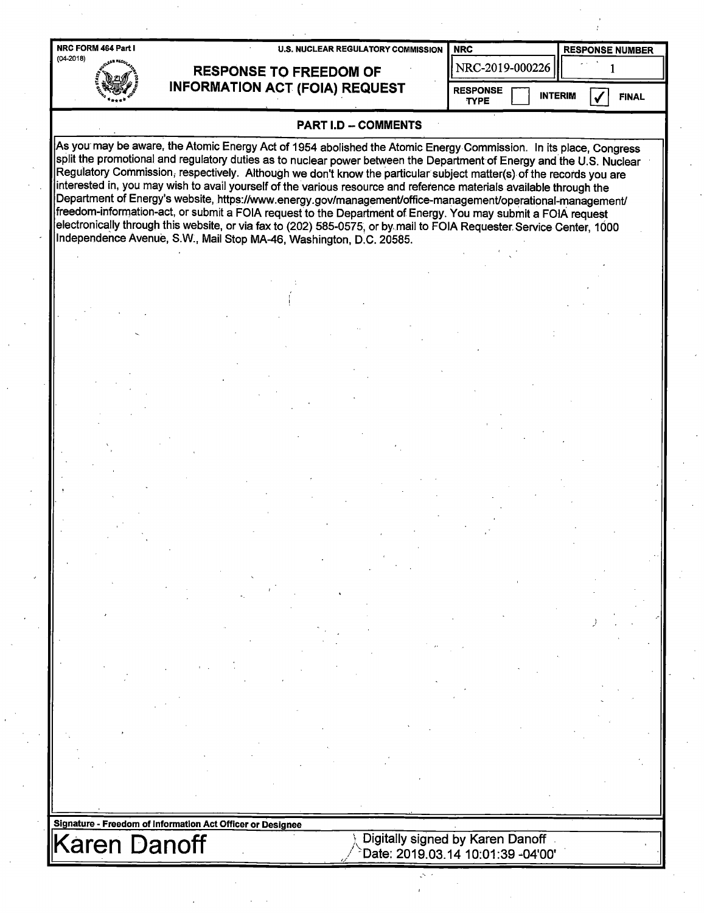NRC FORM 464 Part I
(04-2018)

U.S. NUCLEAR REGULATORY COMMISSION

# RESPONSE TO FREEDOM OF INFORMATION ACT (FOIA) REQUEST

| NRC | RESPONSE NUMBER |
| --- | --- |
| NRC-2019-000226 | 1 |

RESPONSE TYPE: ☐ INTERIM ☑ FINAL

## PART I.D – COMMENTS

As you may be aware, the Atomic Energy Act of 1954 abolished the Atomic Energy Commission. In its place, Congress split the promotional and regulatory duties as to nuclear power between the Department of Energy and the U.S. Nuclear Regulatory Commission, respectively. Although we don't know the particular subject matter(s) of the records you are interested in, you may wish to avail yourself of the various resource and reference materials available through the Department of Energy's website, https://www.energy.gov/management/office-management/operational-management/freedom-information-act, or submit a FOIA request to the Department of Energy. You may submit a FOIA request electronically through this website, or via fax to (202) 585-0575, or by mail to FOIA Requester Service Center, 1000 Independence Avenue, S.W., Mail Stop MA-46, Washington, D.C. 20585.

**Signature - Freedom of Information Act Officer or Designee**

Karen Danoff

Digitally signed by Karen Danoff
Date: 2019.03.14 10:01:39 -04'00'